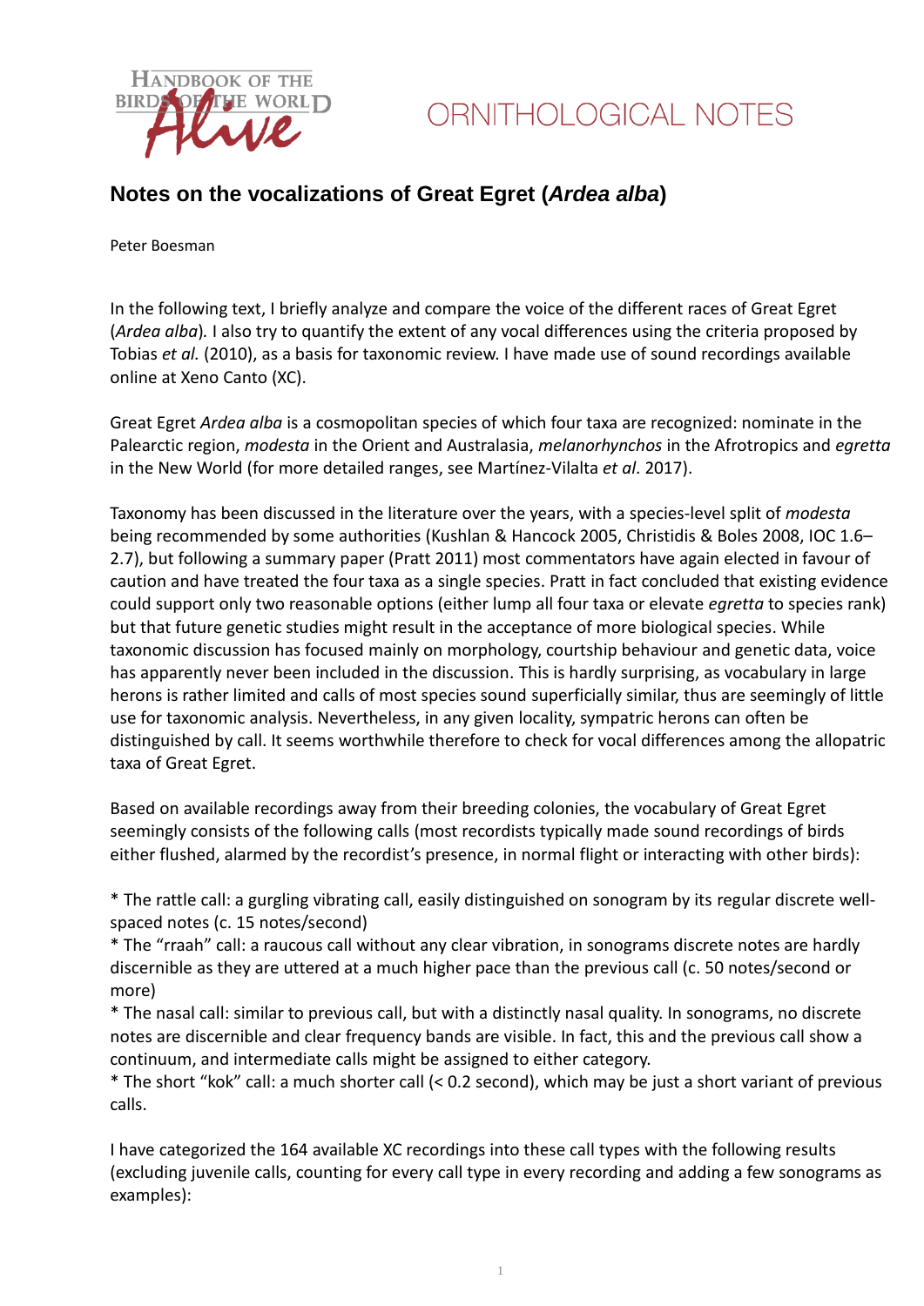HANDBOOK OF THE BIRDS OF THE WORLD *Alive*

ORNITHOLOGICAL NOTES

# Notes on the vocalizations of Great Egret (*Ardea alba*)

Peter Boesman

In the following text, I briefly analyze and compare the voice of the different races of Great Egret (*Ardea alba*)*.* I also try to quantify the extent of any vocal differences using the criteria proposed by Tobias *et al.* (2010), as a basis for taxonomic review. I have made use of sound recordings available online at Xeno Canto (XC).

Great Egret *Ardea alba* is a cosmopolitan species of which four taxa are recognized: nominate in the Palearctic region, *modesta* in the Orient and Australasia, *melanorhynchos* in the Afrotropics and *egretta* in the New World (for more detailed ranges, see Martínez-Vilalta *et al*. 2017).

Taxonomy has been discussed in the literature over the years, with a species-level split of *modesta* being recommended by some authorities (Kushlan & Hancock 2005, Christidis & Boles 2008, IOC 1.6–2.7), but following a summary paper (Pratt 2011) most commentators have again elected in favour of caution and have treated the four taxa as a single species. Pratt in fact concluded that existing evidence could support only two reasonable options (either lump all four taxa or elevate *egretta* to species rank) but that future genetic studies might result in the acceptance of more biological species. While taxonomic discussion has focused mainly on morphology, courtship behaviour and genetic data, voice has apparently never been included in the discussion. This is hardly surprising, as vocabulary in large herons is rather limited and calls of most species sound superficially similar, thus are seemingly of little use for taxonomic analysis. Nevertheless, in any given locality, sympatric herons can often be distinguished by call. It seems worthwhile therefore to check for vocal differences among the allopatric taxa of Great Egret.

Based on available recordings away from their breeding colonies, the vocabulary of Great Egret seemingly consists of the following calls (most recordists typically made sound recordings of birds either flushed, alarmed by the recordist's presence, in normal flight or interacting with other birds):

* The rattle call: a gurgling vibrating call, easily distinguished on sonogram by its regular discrete well-spaced notes (c. 15 notes/second)
* The "rraah" call: a raucous call without any clear vibration, in sonograms discrete notes are hardly discernible as they are uttered at a much higher pace than the previous call (c. 50 notes/second or more)
* The nasal call: similar to previous call, but with a distinctly nasal quality. In sonograms, no discrete notes are discernible and clear frequency bands are visible. In fact, this and the previous call show a continuum, and intermediate calls might be assigned to either category.
* The short "kok" call: a much shorter call (< 0.2 second), which may be just a short variant of previous calls.

I have categorized the 164 available XC recordings into these call types with the following results (excluding juvenile calls, counting for every call type in every recording and adding a few sonograms as examples):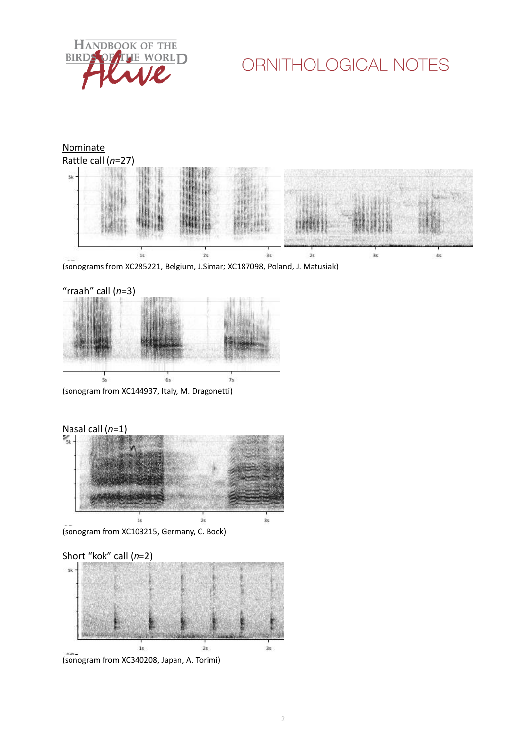Nominate

Rattle call (*n*=27)

(sonograms from XC285221, Belgium, J.Simar; XC187098, Poland, J. Matusiak)

“rraah” call (*n*=3)

(sonogram from XC144937, Italy, M. Dragonetti)

Nasal call (*n*=1)

(sonogram from XC103215, Germany, C. Bock)

Short “kok” call (*n*=2)

(sonogram from XC340208, Japan, A. Torimi)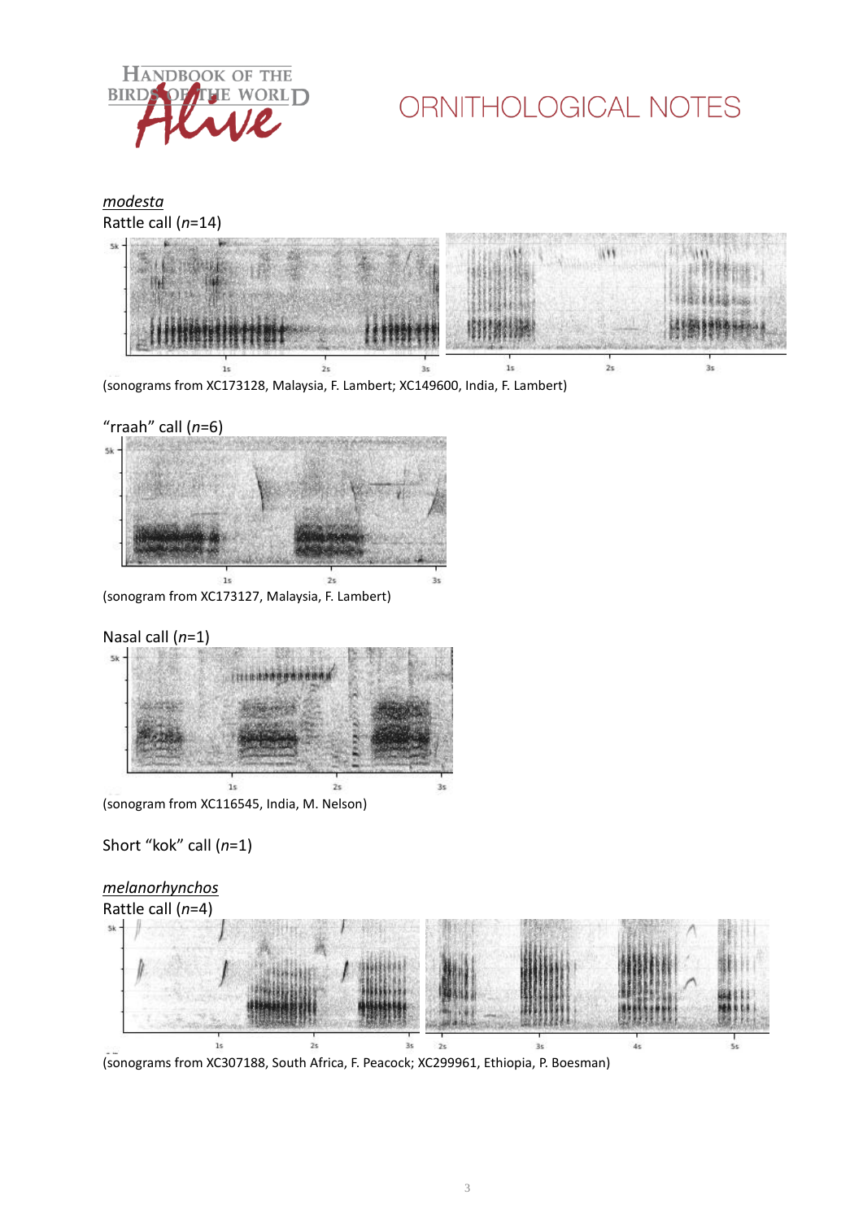<u>*modesta*</u>

Rattle call (*n*=14)

(sonograms from XC173128, Malaysia, F. Lambert; XC149600, India, F. Lambert)

"rraah" call (*n*=6)

(sonogram from XC173127, Malaysia, F. Lambert)

Nasal call (*n*=1)

(sonogram from XC116545, India, M. Nelson)

Short "kok" call (*n*=1)

<u>*melanorhynchos*</u>

Rattle call (*n*=4)

(sonograms from XC307188, South Africa, F. Peacock; XC299961, Ethiopia, P. Boesman)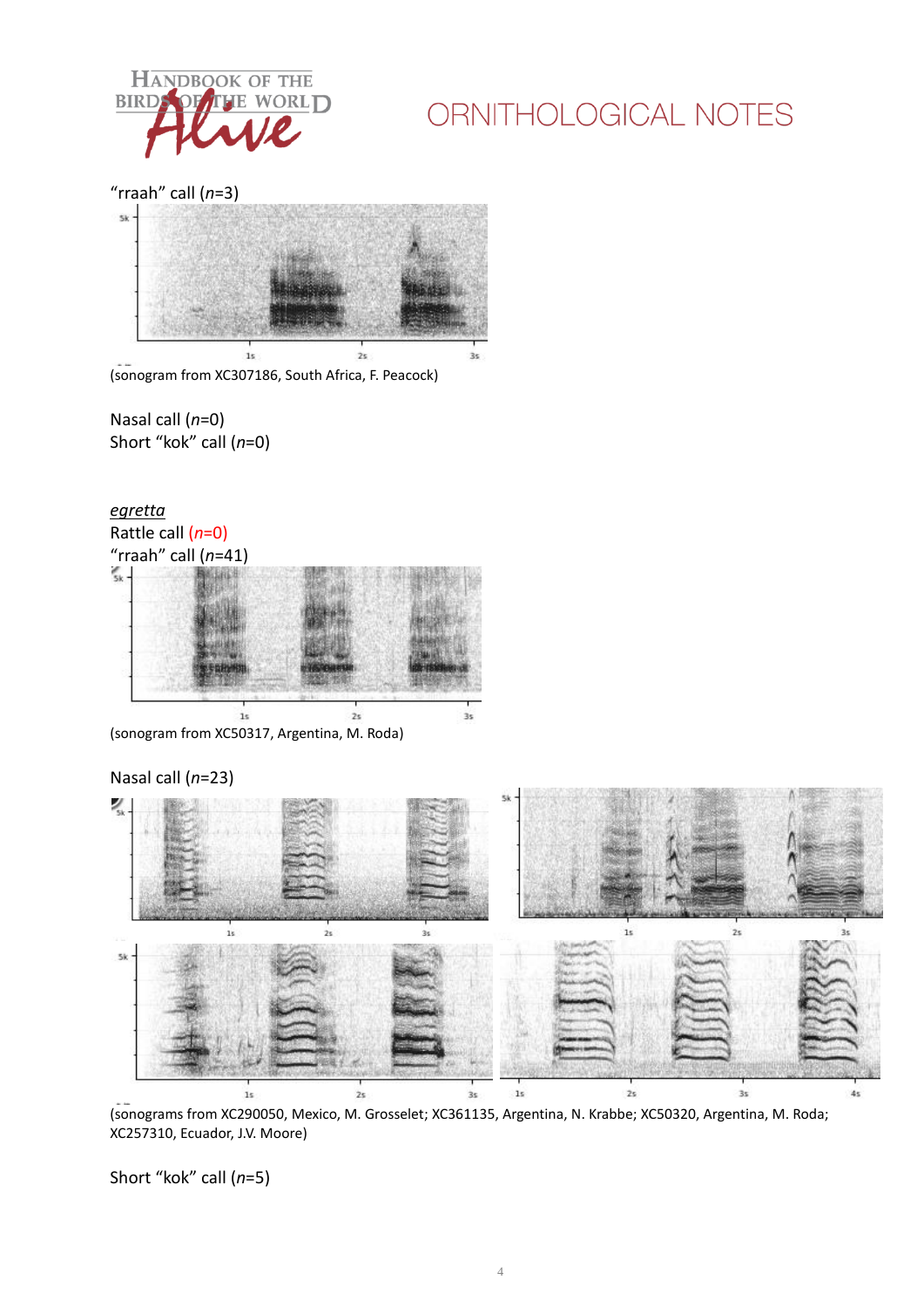"rraah" call (*n*=3)

(sonogram from XC307186, South Africa, F. Peacock)

Nasal call (*n*=0)
Short "kok" call (*n*=0)

*egretta*

Rattle call (*n*=0)
"rraah" call (*n*=41)

(sonogram from XC50317, Argentina, M. Roda)

Nasal call (*n*=23)

(sonograms from XC290050, Mexico, M. Grosselet; XC361135, Argentina, N. Krabbe; XC50320, Argentina, M. Roda; XC257310, Ecuador, J.V. Moore)

Short "kok" call (*n*=5)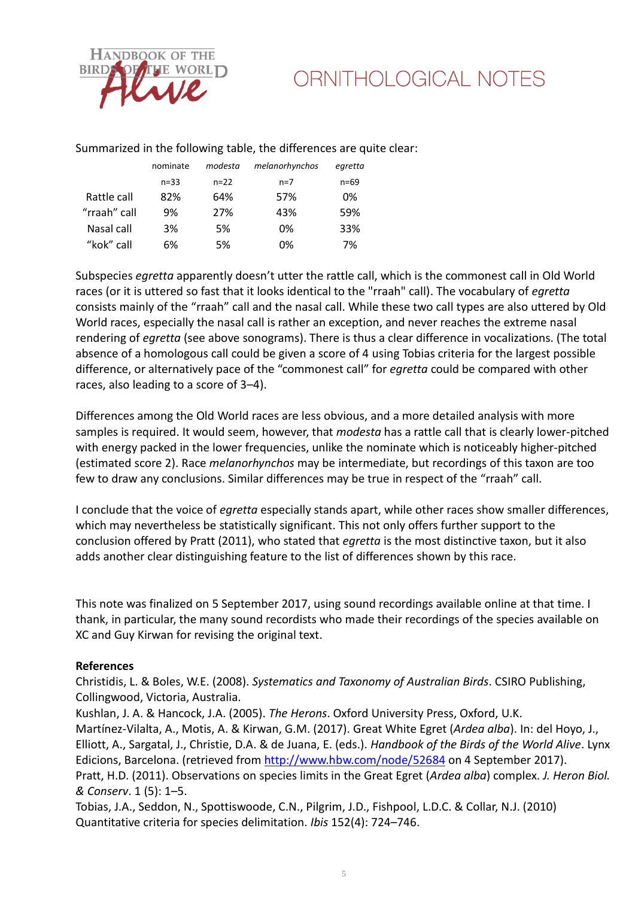Summarized in the following table, the differences are quite clear:

| | nominate | *modesta* | *melanorhynchos* | *egretta* |
|---|---|---|---|---|
| | n=33 | n=22 | n=7 | n=69 |
| Rattle call | 82% | 64% | 57% | 0% |
| "rraah" call | 9% | 27% | 43% | 59% |
| Nasal call | 3% | 5% | 0% | 33% |
| "kok" call | 6% | 5% | 0% | 7% |

Subspecies *egretta* apparently doesn't utter the rattle call, which is the commonest call in Old World races (or it is uttered so fast that it looks identical to the "rraah" call). The vocabulary of *egretta* consists mainly of the "rraah" call and the nasal call. While these two call types are also uttered by Old World races, especially the nasal call is rather an exception, and never reaches the extreme nasal rendering of *egretta* (see above sonograms). There is thus a clear difference in vocalizations. (The total absence of a homologous call could be given a score of 4 using Tobias criteria for the largest possible difference, or alternatively pace of the "commonest call" for *egretta* could be compared with other races, also leading to a score of 3–4).

Differences among the Old World races are less obvious, and a more detailed analysis with more samples is required. It would seem, however, that *modesta* has a rattle call that is clearly lower-pitched with energy packed in the lower frequencies, unlike the nominate which is noticeably higher-pitched (estimated score 2). Race *melanorhynchos* may be intermediate, but recordings of this taxon are too few to draw any conclusions. Similar differences may be true in respect of the "rraah" call.

I conclude that the voice of *egretta* especially stands apart, while other races show smaller differences, which may nevertheless be statistically significant. This not only offers further support to the conclusion offered by Pratt (2011), who stated that *egretta* is the most distinctive taxon, but it also adds another clear distinguishing feature to the list of differences shown by this race.

This note was finalized on 5 September 2017, using sound recordings available online at that time. I thank, in particular, the many sound recordists who made their recordings of the species available on XC and Guy Kirwan for revising the original text.

**References**

Christidis, L. & Boles, W.E. (2008). *Systematics and Taxonomy of Australian Birds*. CSIRO Publishing, Collingwood, Victoria, Australia.

Kushlan, J. A. & Hancock, J.A. (2005). *The Herons*. Oxford University Press, Oxford, U.K.

Martínez-Vilalta, A., Motis, A. & Kirwan, G.M. (2017). Great White Egret (*Ardea alba*). In: del Hoyo, J., Elliott, A., Sargatal, J., Christie, D.A. & de Juana, E. (eds.). *Handbook of the Birds of the World Alive*. Lynx Edicions, Barcelona. (retrieved from http://www.hbw.com/node/52684 on 4 September 2017).

Pratt, H.D. (2011). Observations on species limits in the Great Egret (*Ardea alba*) complex. *J. Heron Biol. & Conserv*. 1 (5): 1–5.

Tobias, J.A., Seddon, N., Spottiswoode, C.N., Pilgrim, J.D., Fishpool, L.D.C. & Collar, N.J. (2010) Quantitative criteria for species delimitation. *Ibis* 152(4): 724–746.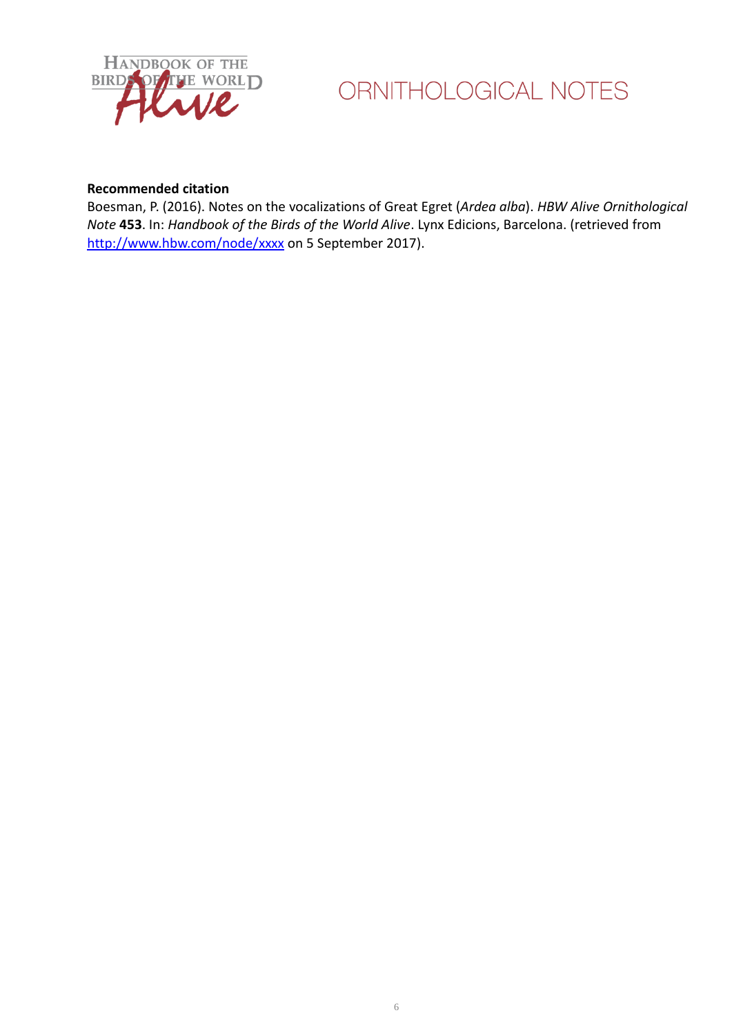**Recommended citation**

Boesman, P. (2016). Notes on the vocalizations of Great Egret (*Ardea alba*). *HBW Alive Ornithological Note* **453**. In: *Handbook of the Birds of the World Alive*. Lynx Edicions, Barcelona. (retrieved from [http://www.hbw.com/node/xxxx](http://www.hbw.com/node/xxxx) on 5 September 2017).